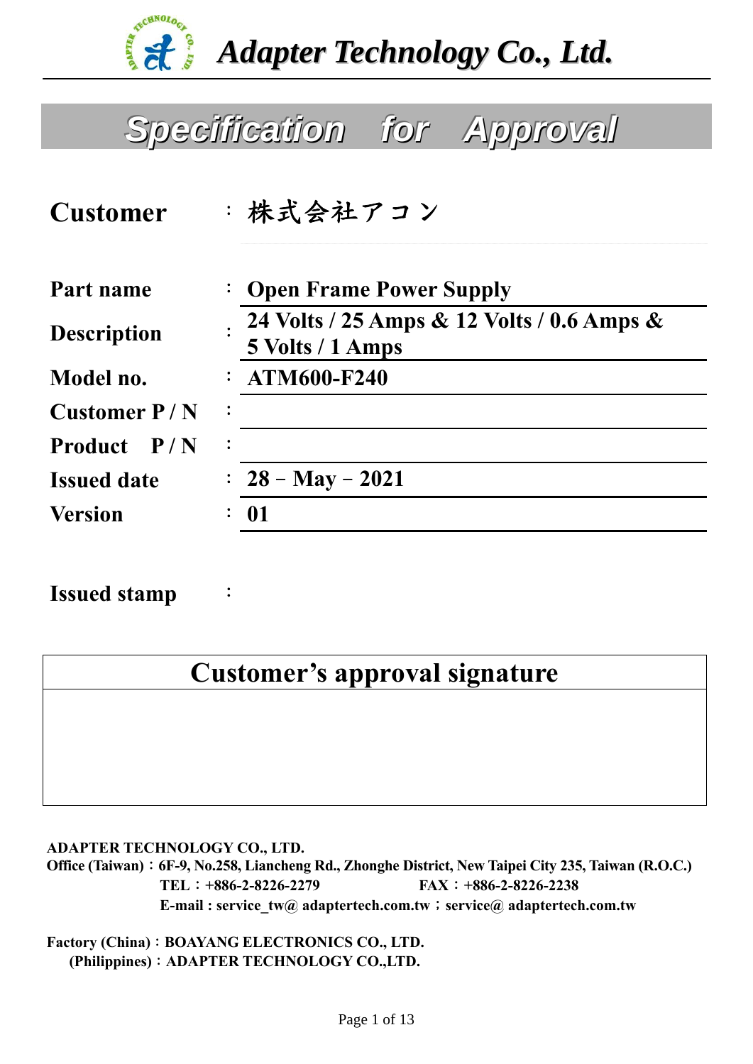# Adapter Technology Co., Ltd.

## Specification for Approval

| | | |
|---|---|---|
| **Customer** | : | **株式会社アコン** |
| **Part name** | : | **Open Frame Power Supply** |
| **Description** | : | **24 Volts / 25 Amps & 12 Volts / 0.6 Amps & 5 Volts / 1 Amps** |
| **Model no.** | : | **ATM600-F240** |
| **Customer P / N** | : | |
| **Product P / N** | : | |
| **Issued date** | : | **28 – May – 2021** |
| **Version** | : | **01** |

**Issued stamp** :

| Customer's approval signature |
|---|
| |

**ADAPTER TECHNOLOGY CO., LTD.**
**Office (Taiwan)：6F-9, No.258, Liancheng Rd., Zhonghe District, New Taipei City 235, Taiwan (R.O.C.)**
**TEL：+886-2-8226-2279 FAX：+886-2-8226-2238**
**E-mail : service_tw@ adaptertech.com.tw；service@ adaptertech.com.tw**

**Factory (China)：BOAYANG ELECTRONICS CO., LTD.**
**(Philippines)：ADAPTER TECHNOLOGY CO.,LTD.**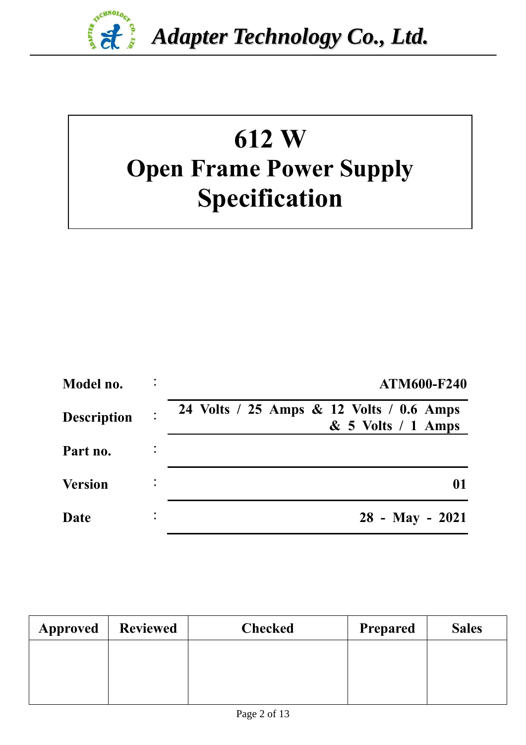# 612 W Open Frame Power Supply Specification

| | | |
|---|---|---|
| **Model no.** | : | **ATM600-F240** |
| **Description** | : | **24 Volts / 25 Amps & 12 Volts / 0.6 Amps & 5 Volts / 1 Amps** |
| **Part no.** | : | |
| **Version** | : | **01** |
| **Date** | : | **28 - May - 2021** |

| Approved | Reviewed | Checked | Prepared | Sales |
|---|---|---|---|---|
| | | | | |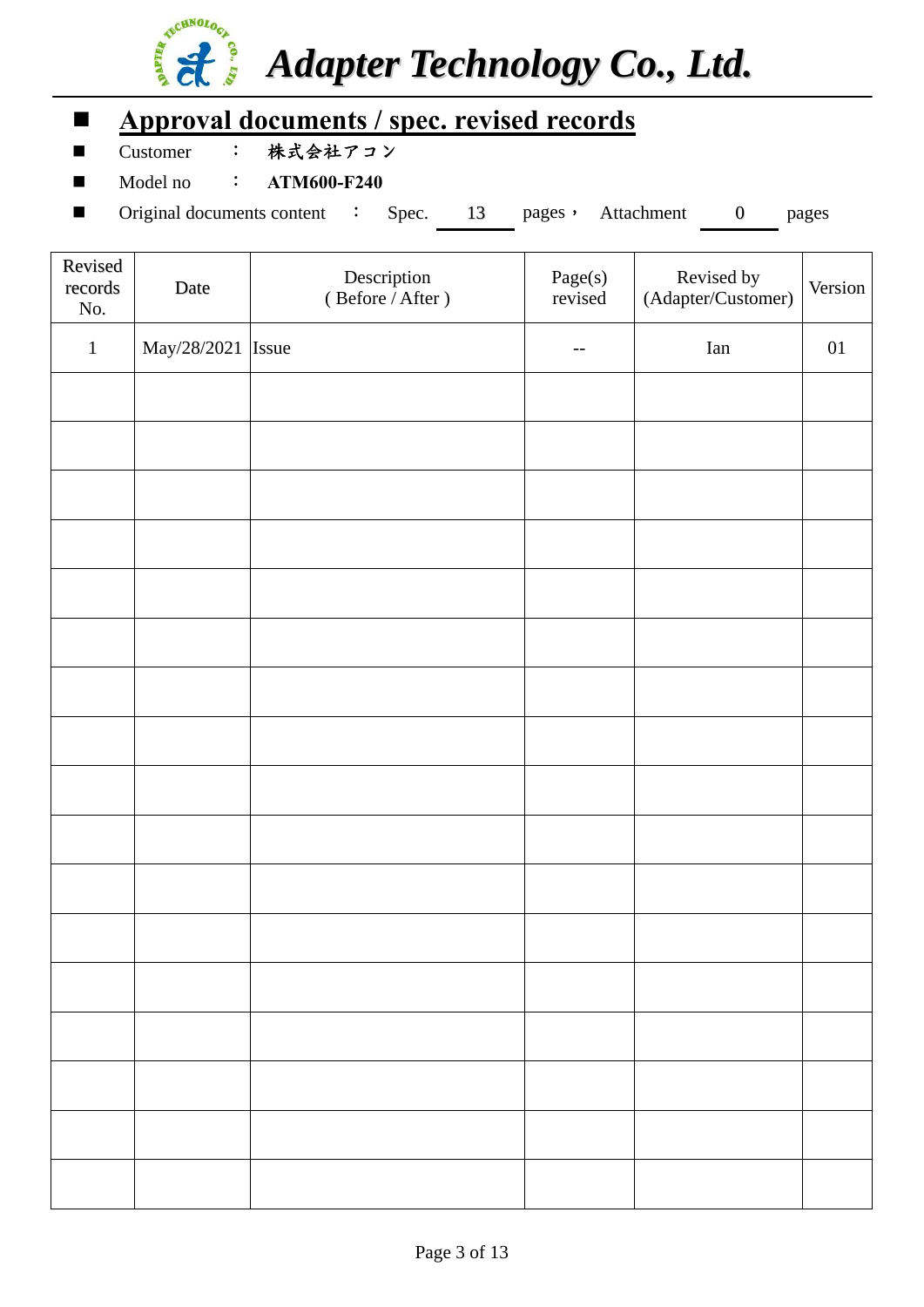# Adapter Technology Co., Ltd.

## Approval documents / spec. revised records

- Customer　：　株式会社アコン
- Model no　：　**ATM600-F240**
- Original documents content　：　Spec. 13 pages， Attachment 0 pages

| Revised records No. | Date | Description ( Before / After ) | Page(s) revised | Revised by (Adapter/Customer) | Version |
|---|---|---|---|---|---|
| 1 | May/28/2021 | Issue | -- | Ian | 01 |
| | | | | | |
| | | | | | |
| | | | | | |
| | | | | | |
| | | | | | |
| | | | | | |
| | | | | | |
| | | | | | |
| | | | | | |
| | | | | | |
| | | | | | |
| | | | | | |
| | | | | | |
| | | | | | |
| | | | | | |
| | | | | | |
| | | | | | |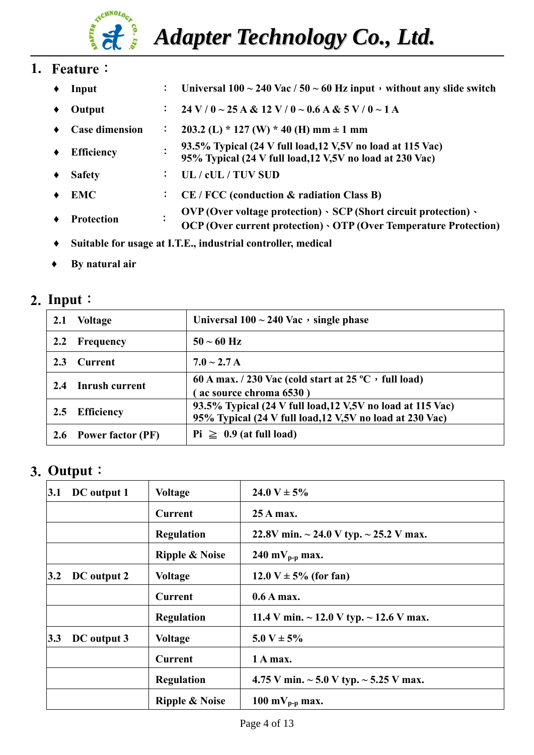## 1. Feature：

- **Input** ： **Universal 100 ~ 240 Vac / 50 ~ 60 Hz input，without any slide switch**
- **Output** ： **24 V / 0 ~ 25 A & 12 V / 0 ~ 0.6 A & 5 V / 0 ~ 1 A**
- **Case dimension** ： **203.2 (L) * 127 (W) * 40 (H) mm ± 1 mm**
- **Efficiency** ： **93.5% Typical (24 V full load,12 V,5V no load at 115 Vac)**
  **95% Typical (24 V full load,12 V,5V no load at 230 Vac)**
- **Safety** ： **UL / cUL / TUV SUD**
- **EMC** ： **CE / FCC (conduction & radiation Class B)**
- **Protection** ： **OVP (Over voltage protection)、SCP (Short circuit protection)、OCP (Over current protection)、OTP (Over Temperature Protection)**
- **Suitable for usage at I.T.E., industrial controller, medical**
- **By natural air**

## 2. Input：

| | |
|---|---|
| **2.1 Voltage** | **Universal 100 ~ 240 Vac，single phase** |
| **2.2 Frequency** | **50 ~ 60 Hz** |
| **2.3 Current** | **7.0 ~ 2.7 A** |
| **2.4 Inrush current** | **60 A max. / 230 Vac (cold start at 25 ºC，full load)** <br> **( ac source chroma 6530 )** |
| **2.5 Efficiency** | **93.5% Typical (24 V full load,12 V,5V no load at 115 Vac)** <br> **95% Typical (24 V full load,12 V,5V no load at 230 Vac)** |
| **2.6 Power factor (PF)** | **Pi ≧ 0.9 (at full load)** |

## 3. Output：

| | | |
|---|---|---|
| **3.1 DC output 1** | **Voltage** | **24.0 V ± 5%** |
| | **Current** | **25 A max.** |
| | **Regulation** | **22.8V min. ~ 24.0 V typ. ~ 25.2 V max.** |
| | **Ripple & Noise** | **240 $mV_{p-p}$ max.** |
| **3.2 DC output 2** | **Voltage** | **12.0 V ± 5% (for fan)** |
| | **Current** | **0.6 A max.** |
| | **Regulation** | **11.4 V min. ~ 12.0 V typ. ~ 12.6 V max.** |
| **3.3 DC output 3** | **Voltage** | **5.0 V ± 5%** |
| | **Current** | **1 A max.** |
| | **Regulation** | **4.75 V min. ~ 5.0 V typ. ~ 5.25 V max.** |
| | **Ripple & Noise** | **100 $mV_{p-p}$ max.** |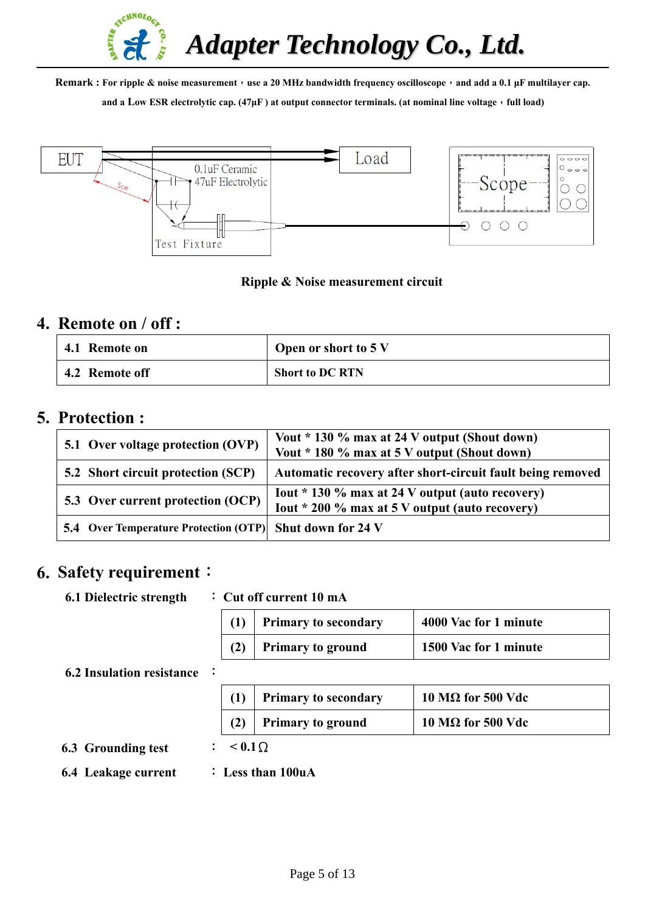**Remark : For ripple & noise measurement，use a 20 MHz bandwidth frequency oscilloscope，and add a 0.1 µF multilayer cap. and a Low ESR electrolytic cap. (47µF ) at output connector terminals. (at nominal line voltage，full load)**

**Ripple & Noise measurement circuit**

## 4. Remote on / off :

| | |
|---|---|
| **4.1 Remote on** | **Open or short to 5 V** |
| **4.2 Remote off** | **Short to DC RTN** |

## 5. Protection :

| | |
|---|---|
| **5.1 Over voltage protection (OVP)** | **Vout * 130 % max at 24 V output (Shout down)**<br>**Vout * 180 % max at 5 V output (Shout down)** |
| **5.2 Short circuit protection (SCP)** | **Automatic recovery after short-circuit fault being removed** |
| **5.3 Over current protection (OCP)** | **Iout * 130 % max at 24 V output (auto recovery)**<br>**Iout * 200 % max at 5 V output (auto recovery)** |
| **5.4 Over Temperature Protection (OTP)** | **Shut down for 24 V** |

## 6. Safety requirement：

**6.1 Dielectric strength** ： **Cut off current 10 mA**

| | | |
|---|---|---|
| **(1)** | **Primary to secondary** | **4000 Vac for 1 minute** |
| **(2)** | **Primary to ground** | **1500 Vac for 1 minute** |

**6.2 Insulation resistance** ：

| | | |
|---|---|---|
| **(1)** | **Primary to secondary** | **10 MΩ for 500 Vdc** |
| **(2)** | **Primary to ground** | **10 MΩ for 500 Vdc** |

**6.3 Grounding test** ： **< 0.1Ω**

**6.4 Leakage current** ： **Less than 100uA**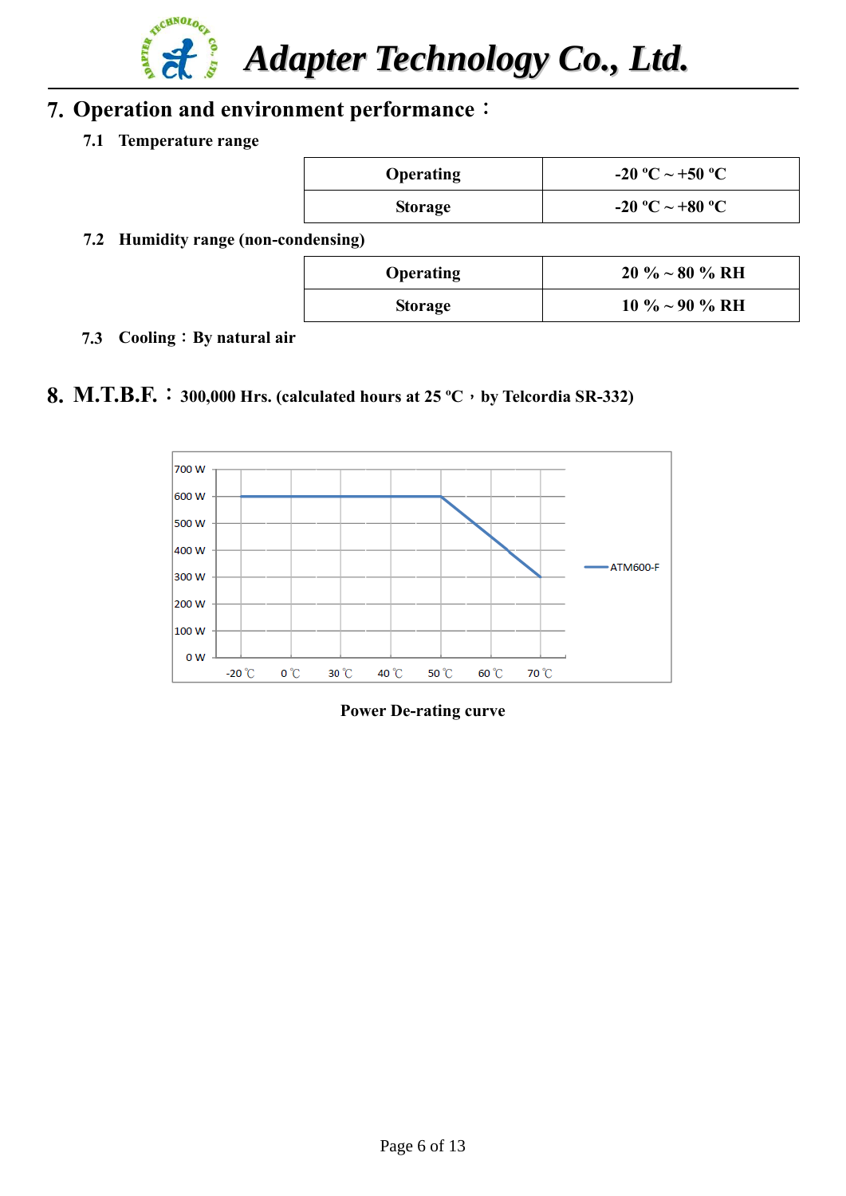## 7. Operation and environment performance：

### 7.1 Temperature range

| | |
|---|---|
| Operating | -20 ºC ~ +50 ºC |
| Storage | -20 ºC ~ +80 ºC |

### 7.2 Humidity range (non-condensing)

| | |
|---|---|
| Operating | 20 % ~ 80 % RH |
| Storage | 10 % ~ 90 % RH |

### 7.3 Cooling：By natural air

## 8. M.T.B.F.：300,000 Hrs. (calculated hours at 25 ºC，by Telcordia SR-332)

**Power De-rating curve**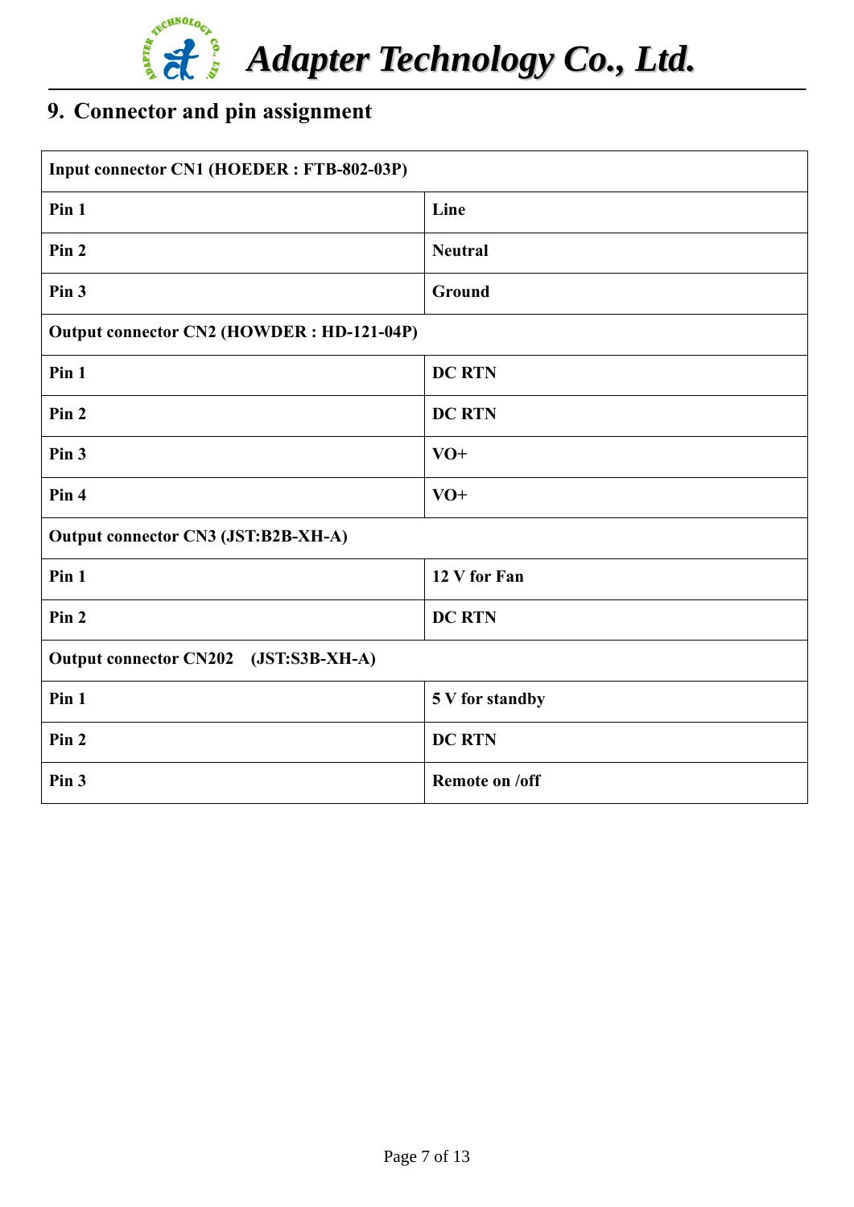## 9. Connector and pin assignment

| Input connector CN1 (HOEDER : FTB-802-03P) | |
|---|---|
| Pin 1 | Line |
| Pin 2 | Neutral |
| Pin 3 | Ground |
| **Output connector CN2 (HOWDER : HD-121-04P)** | |
| Pin 1 | DC RTN |
| Pin 2 | DC RTN |
| Pin 3 | VO+ |
| Pin 4 | VO+ |
| **Output connector CN3 (JST:B2B-XH-A)** | |
| Pin 1 | 12 V for Fan |
| Pin 2 | DC RTN |
| **Output connector CN202 (JST:S3B-XH-A)** | |
| Pin 1 | 5 V for standby |
| Pin 2 | DC RTN |
| Pin 3 | Remote on /off |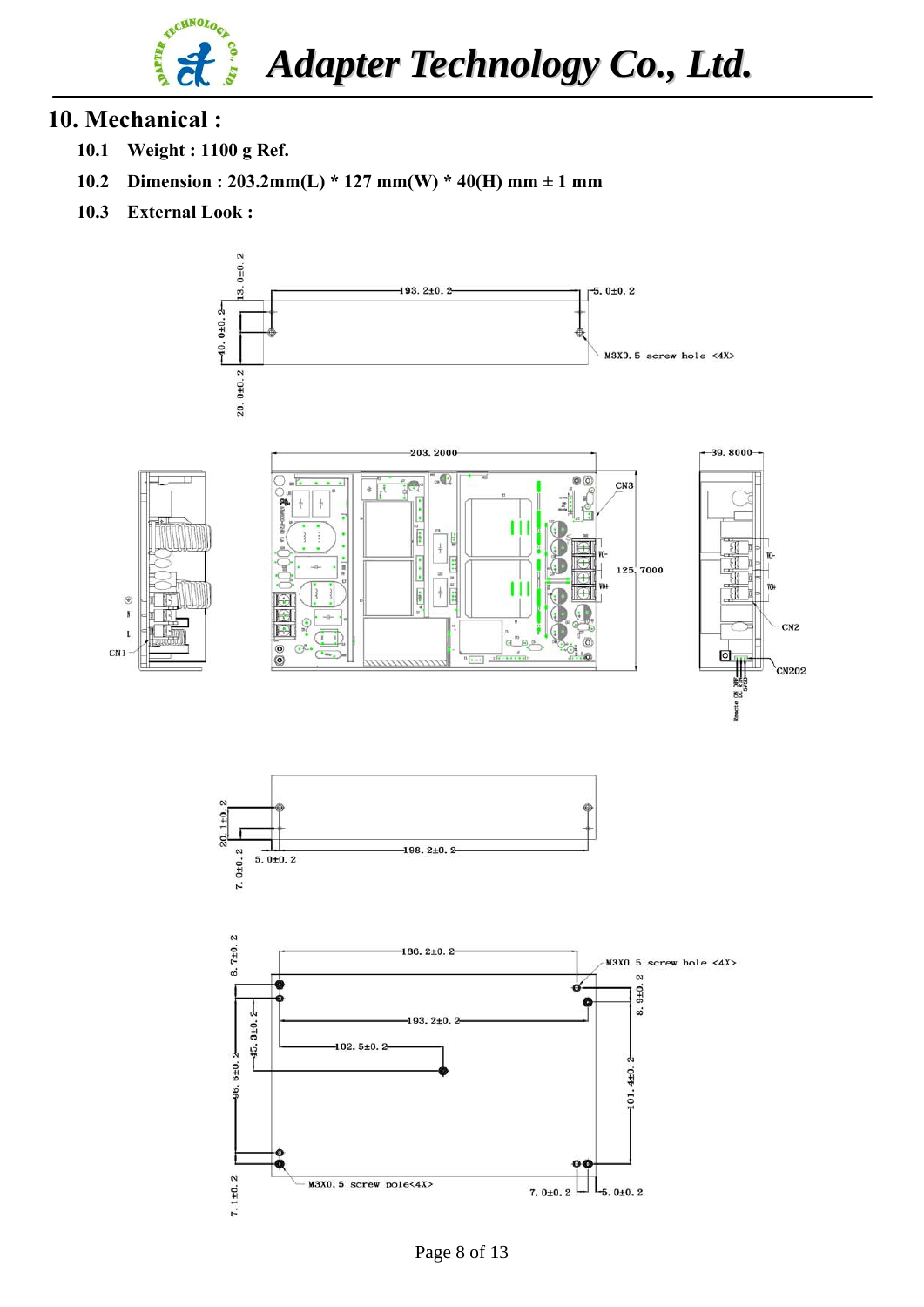## 10. Mechanical :

**10.1 Weight : 1100 g Ref.**

**10.2 Dimension : 203.2mm(L) * 127 mm(W) * 40(H) mm ± 1 mm**

**10.3 External Look :**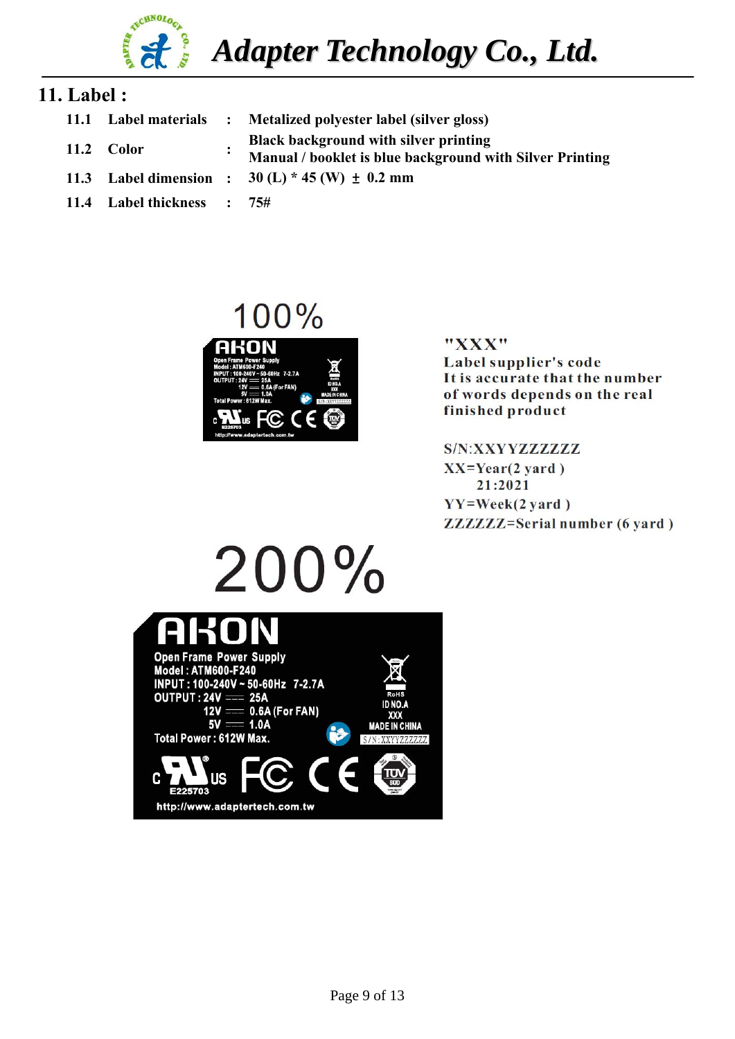## 11. Label :

| | | | |
|---|---|---|---|
| 11.1 | Label materials | : | Metalized polyester label (silver gloss) |
| 11.2 | Color | : | Black background with silver printing<br>Manual / booklet is blue background with Silver Printing |
| 11.3 | Label dimension | : | 30 (L) * 45 (W) ± 0.2 mm |
| 11.4 | Label thickness | : | 75# |

100%

AKON
Open Frame Power Supply
Model : ATM600-F240
INPUT : 100-240V ~ 50-60Hz 7-2.7A
OUTPUT : 24V ⎓ 25A
12V ⎓ 0.6A (For FAN)
5V ⎓ 1.0A
Total Power : 612W Max.
RoHS
ID NO.A
XXX
MADE IN CHINA
S/N:XXYYZZZZZZ
E225703
http://www.adaptertech.com.tw

"XXX"
Label supplier's code
It is accurate that the number of words depends on the real finished product

S/N:XXYYZZZZZZ
XX=Year(2 yard )
21:2021
YY=Week(2 yard )
ZZZZZZ=Serial number (6 yard )

200%

AKON
Open Frame Power Supply
Model : ATM600-F240
INPUT : 100-240V ~ 50-60Hz 7-2.7A
OUTPUT : 24V ⎓ 25A
12V ⎓ 0.6A (For FAN)
5V ⎓ 1.0A
Total Power : 612W Max.
RoHS
ID NO.A
XXX
MADE IN CHINA
S/N:XXYYZZZZZZ
E225703
http://www.adaptertech.com.tw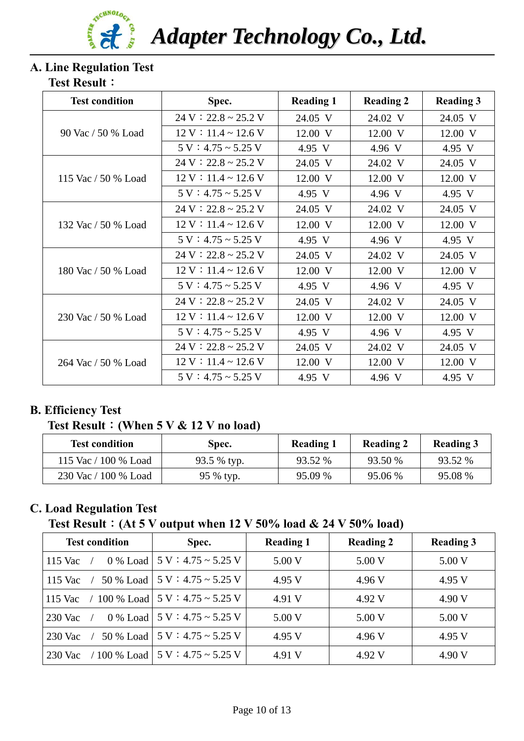## A. Line Regulation Test

**Test Result：**

| Test condition | Spec. | Reading 1 | Reading 2 | Reading 3 |
|---|---|---|---|---|
| 90 Vac / 50 % Load | 24 V：22.8 ~ 25.2 V | 24.05 V | 24.02 V | 24.05 V |
| | 12 V：11.4 ~ 12.6 V | 12.00 V | 12.00 V | 12.00 V |
| | 5 V：4.75 ~ 5.25 V | 4.95 V | 4.96 V | 4.95 V |
| 115 Vac / 50 % Load | 24 V：22.8 ~ 25.2 V | 24.05 V | 24.02 V | 24.05 V |
| | 12 V：11.4 ~ 12.6 V | 12.00 V | 12.00 V | 12.00 V |
| | 5 V：4.75 ~ 5.25 V | 4.95 V | 4.96 V | 4.95 V |
| 132 Vac / 50 % Load | 24 V：22.8 ~ 25.2 V | 24.05 V | 24.02 V | 24.05 V |
| | 12 V：11.4 ~ 12.6 V | 12.00 V | 12.00 V | 12.00 V |
| | 5 V：4.75 ~ 5.25 V | 4.95 V | 4.96 V | 4.95 V |
| 180 Vac / 50 % Load | 24 V：22.8 ~ 25.2 V | 24.05 V | 24.02 V | 24.05 V |
| | 12 V：11.4 ~ 12.6 V | 12.00 V | 12.00 V | 12.00 V |
| | 5 V：4.75 ~ 5.25 V | 4.95 V | 4.96 V | 4.95 V |
| 230 Vac / 50 % Load | 24 V：22.8 ~ 25.2 V | 24.05 V | 24.02 V | 24.05 V |
| | 12 V：11.4 ~ 12.6 V | 12.00 V | 12.00 V | 12.00 V |
| | 5 V：4.75 ~ 5.25 V | 4.95 V | 4.96 V | 4.95 V |
| 264 Vac / 50 % Load | 24 V：22.8 ~ 25.2 V | 24.05 V | 24.02 V | 24.05 V |
| | 12 V：11.4 ~ 12.6 V | 12.00 V | 12.00 V | 12.00 V |
| | 5 V：4.75 ~ 5.25 V | 4.95 V | 4.96 V | 4.95 V |

## B. Efficiency Test

**Test Result：(When 5 V & 12 V no load)**

| Test condition | Spec. | Reading 1 | Reading 2 | Reading 3 |
|---|---|---|---|---|
| 115 Vac / 100 % Load | 93.5 % typ. | 93.52 % | 93.50 % | 93.52 % |
| 230 Vac / 100 % Load | 95 % typ. | 95.09 % | 95.06 % | 95.08 % |

## C. Load Regulation Test

**Test Result：(At 5 V output when 12 V 50% load & 24 V 50% load)**

| Test condition | Spec. | Reading 1 | Reading 2 | Reading 3 |
|---|---|---|---|---|
| 115 Vac / 0 % Load | 5 V：4.75 ~ 5.25 V | 5.00 V | 5.00 V | 5.00 V |
| 115 Vac / 50 % Load | 5 V：4.75 ~ 5.25 V | 4.95 V | 4.96 V | 4.95 V |
| 115 Vac / 100 % Load | 5 V：4.75 ~ 5.25 V | 4.91 V | 4.92 V | 4.90 V |
| 230 Vac / 0 % Load | 5 V：4.75 ~ 5.25 V | 5.00 V | 5.00 V | 5.00 V |
| 230 Vac / 50 % Load | 5 V：4.75 ~ 5.25 V | 4.95 V | 4.96 V | 4.95 V |
| 230 Vac / 100 % Load | 5 V：4.75 ~ 5.25 V | 4.91 V | 4.92 V | 4.90 V |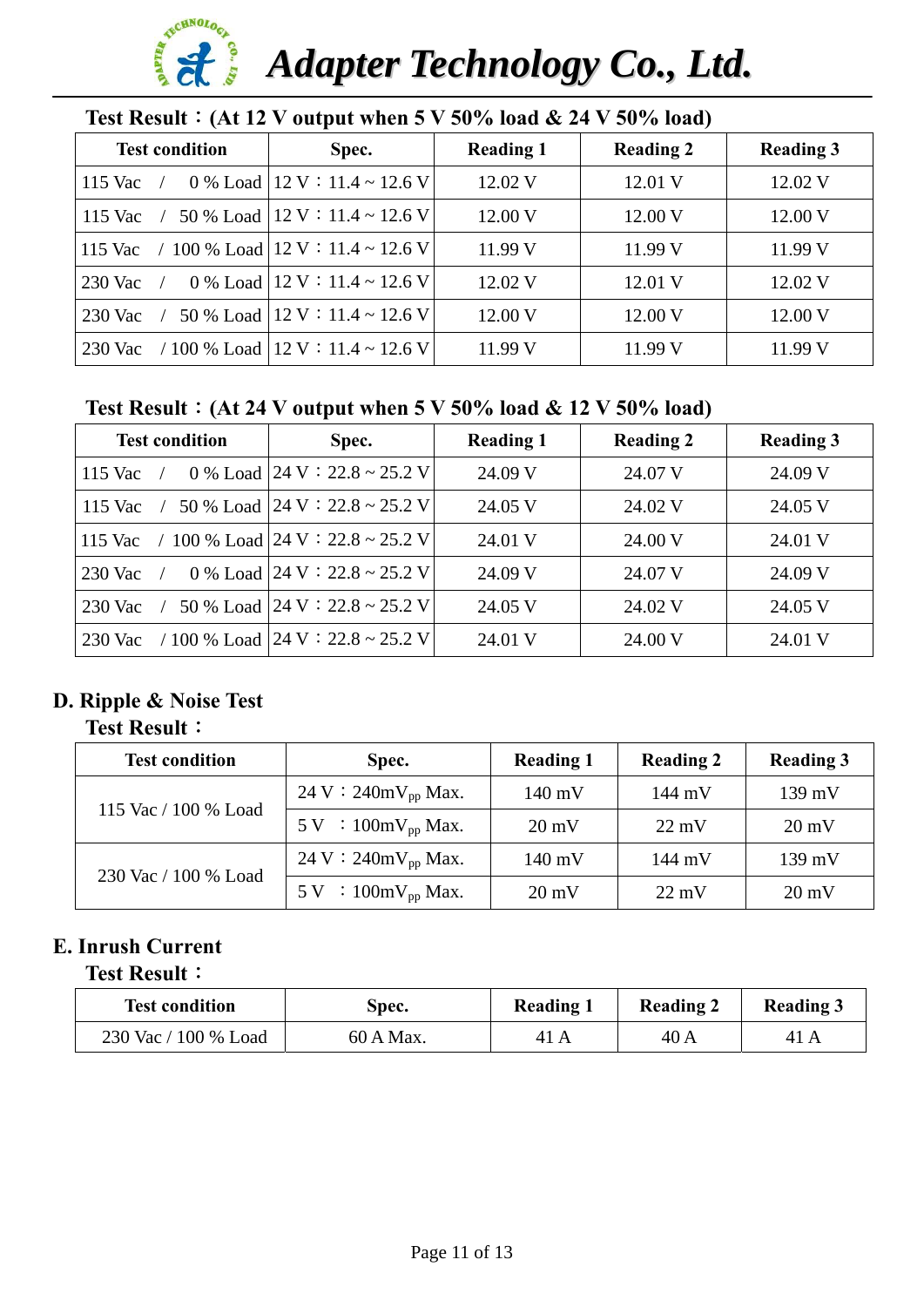Test Result：(At 12 V output when 5 V 50% load & 24 V 50% load)

| Test condition | Spec. | Reading 1 | Reading 2 | Reading 3 |
|---|---|---|---|---|
| 115 Vac / 0 % Load | 12 V：11.4 ~ 12.6 V | 12.02 V | 12.01 V | 12.02 V |
| 115 Vac / 50 % Load | 12 V：11.4 ~ 12.6 V | 12.00 V | 12.00 V | 12.00 V |
| 115 Vac / 100 % Load | 12 V：11.4 ~ 12.6 V | 11.99 V | 11.99 V | 11.99 V |
| 230 Vac / 0 % Load | 12 V：11.4 ~ 12.6 V | 12.02 V | 12.01 V | 12.02 V |
| 230 Vac / 50 % Load | 12 V：11.4 ~ 12.6 V | 12.00 V | 12.00 V | 12.00 V |
| 230 Vac / 100 % Load | 12 V：11.4 ~ 12.6 V | 11.99 V | 11.99 V | 11.99 V |

Test Result：(At 24 V output when 5 V 50% load & 12 V 50% load)

| Test condition | Spec. | Reading 1 | Reading 2 | Reading 3 |
|---|---|---|---|---|
| 115 Vac / 0 % Load | 24 V：22.8 ~ 25.2 V | 24.09 V | 24.07 V | 24.09 V |
| 115 Vac / 50 % Load | 24 V：22.8 ~ 25.2 V | 24.05 V | 24.02 V | 24.05 V |
| 115 Vac / 100 % Load | 24 V：22.8 ~ 25.2 V | 24.01 V | 24.00 V | 24.01 V |
| 230 Vac / 0 % Load | 24 V：22.8 ~ 25.2 V | 24.09 V | 24.07 V | 24.09 V |
| 230 Vac / 50 % Load | 24 V：22.8 ~ 25.2 V | 24.05 V | 24.02 V | 24.05 V |
| 230 Vac / 100 % Load | 24 V：22.8 ~ 25.2 V | 24.01 V | 24.00 V | 24.01 V |

## D. Ripple & Noise Test

Test Result：

| Test condition | Spec. | Reading 1 | Reading 2 | Reading 3 |
|---|---|---|---|---|
| 115 Vac / 100 % Load | 24 V：240m$V_{pp}$ Max. | 140 mV | 144 mV | 139 mV |
| | 5 V ：100m$V_{pp}$ Max. | 20 mV | 22 mV | 20 mV |
| 230 Vac / 100 % Load | 24 V：240m$V_{pp}$ Max. | 140 mV | 144 mV | 139 mV |
| | 5 V ：100m$V_{pp}$ Max. | 20 mV | 22 mV | 20 mV |

## E. Inrush Current

Test Result：

| Test condition | Spec. | Reading 1 | Reading 2 | Reading 3 |
|---|---|---|---|---|
| 230 Vac / 100 % Load | 60 A Max. | 41 A | 40 A | 41 A |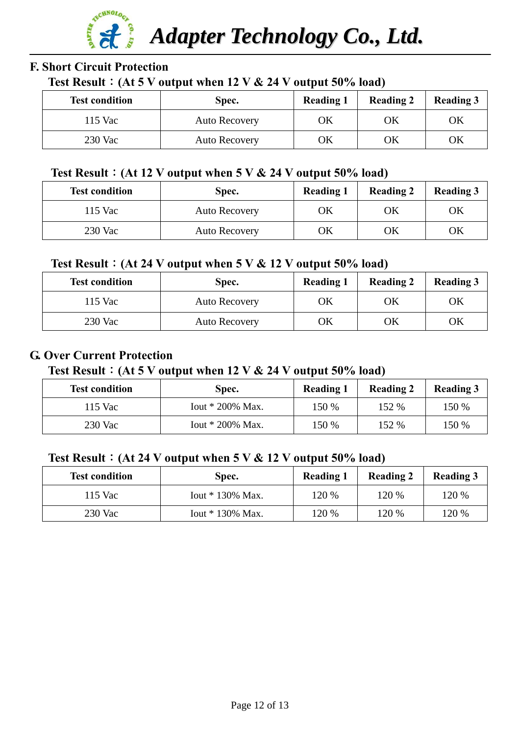## F. Short Circuit Protection

**Test Result：(At 5 V output when 12 V & 24 V output 50% load)**

| Test condition | Spec. | Reading 1 | Reading 2 | Reading 3 |
|---|---|---|---|---|
| 115 Vac | Auto Recovery | OK | OK | OK |
| 230 Vac | Auto Recovery | OK | OK | OK |

**Test Result：(At 12 V output when 5 V & 24 V output 50% load)**

| Test condition | Spec. | Reading 1 | Reading 2 | Reading 3 |
|---|---|---|---|---|
| 115 Vac | Auto Recovery | OK | OK | OK |
| 230 Vac | Auto Recovery | OK | OK | OK |

**Test Result：(At 24 V output when 5 V & 12 V output 50% load)**

| Test condition | Spec. | Reading 1 | Reading 2 | Reading 3 |
|---|---|---|---|---|
| 115 Vac | Auto Recovery | OK | OK | OK |
| 230 Vac | Auto Recovery | OK | OK | OK |

## G. Over Current Protection

**Test Result：(At 5 V output when 12 V & 24 V output 50% load)**

| Test condition | Spec. | Reading 1 | Reading 2 | Reading 3 |
|---|---|---|---|---|
| 115 Vac | Iout * 200% Max. | 150 % | 152 % | 150 % |
| 230 Vac | Iout * 200% Max. | 150 % | 152 % | 150 % |

**Test Result：(At 24 V output when 5 V & 12 V output 50% load)**

| Test condition | Spec. | Reading 1 | Reading 2 | Reading 3 |
|---|---|---|---|---|
| 115 Vac | Iout * 130% Max. | 120 % | 120 % | 120 % |
| 230 Vac | Iout * 130% Max. | 120 % | 120 % | 120 % |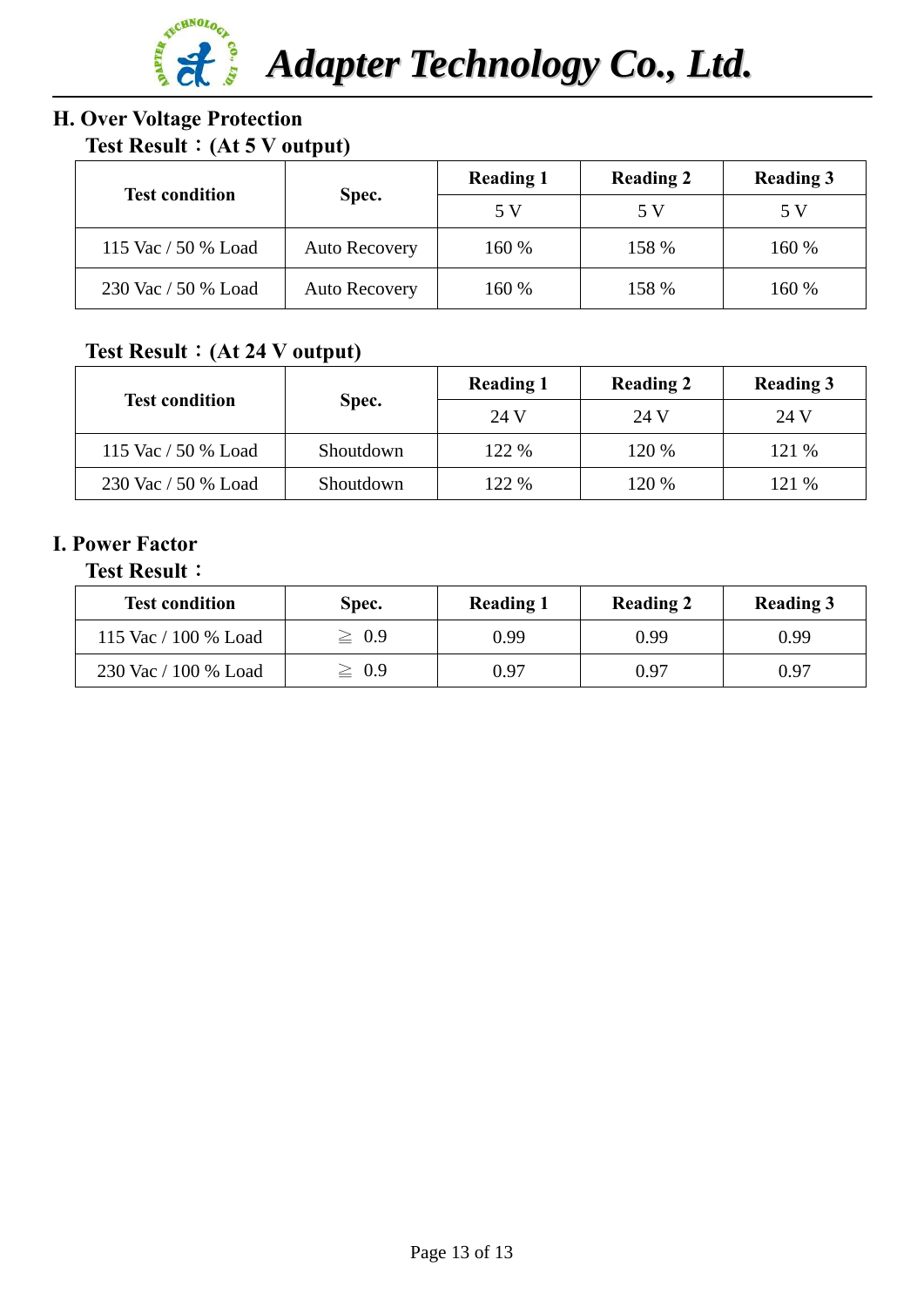## H. Over Voltage Protection

**Test Result：(At 5 V output)**

| Test condition | Spec. | Reading 1 | Reading 2 | Reading 3 |
|---|---|---|---|---|
| | | 5 V | 5 V | 5 V |
| 115 Vac / 50 % Load | Auto Recovery | 160 % | 158 % | 160 % |
| 230 Vac / 50 % Load | Auto Recovery | 160 % | 158 % | 160 % |

**Test Result：(At 24 V output)**

| Test condition | Spec. | Reading 1 | Reading 2 | Reading 3 |
|---|---|---|---|---|
| | | 24 V | 24 V | 24 V |
| 115 Vac / 50 % Load | Shoutdown | 122 % | 120 % | 121 % |
| 230 Vac / 50 % Load | Shoutdown | 122 % | 120 % | 121 % |

## I. Power Factor

**Test Result：**

| Test condition | Spec. | Reading 1 | Reading 2 | Reading 3 |
|---|---|---|---|---|
| 115 Vac / 100 % Load | ≧ 0.9 | 0.99 | 0.99 | 0.99 |
| 230 Vac / 100 % Load | ≧ 0.9 | 0.97 | 0.97 | 0.97 |